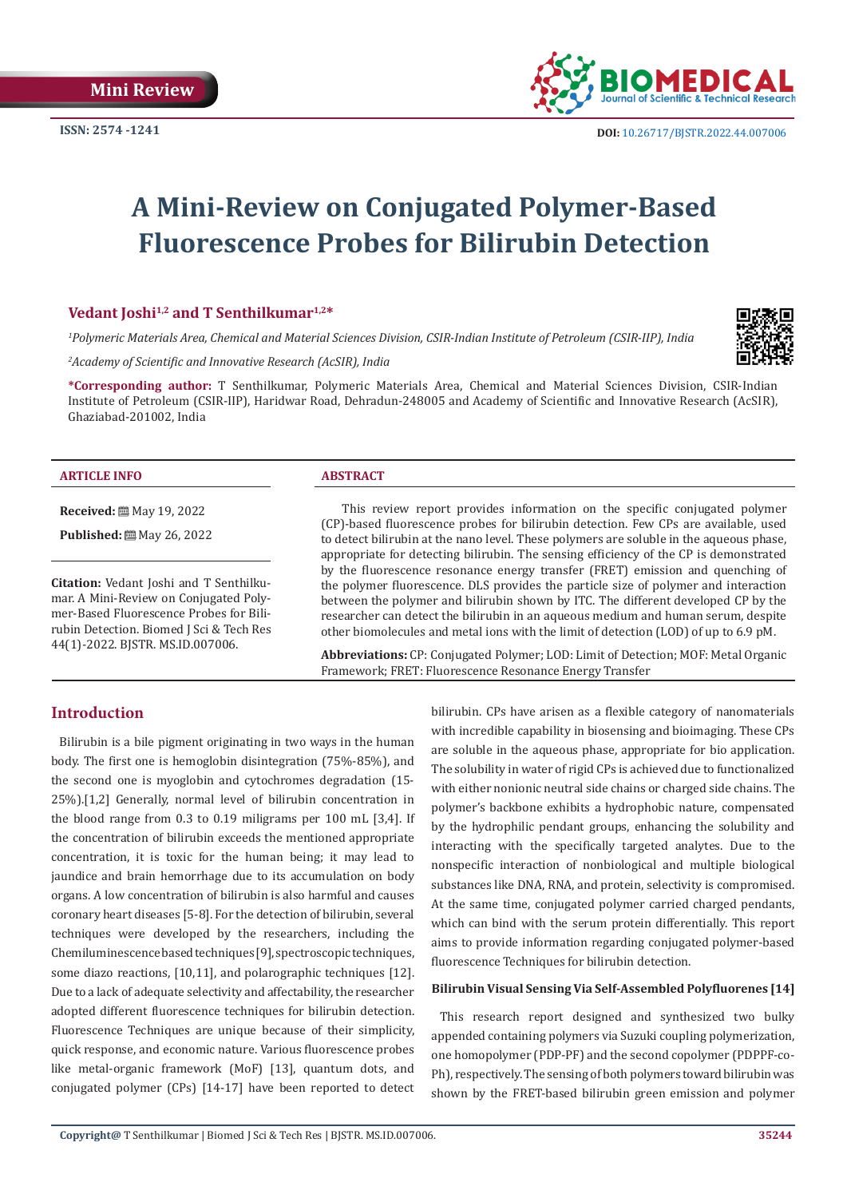Mini Review

ISSN: 2574 -1241

DOI: 10.26717/BJSTR.2022.44.007006

# A Mini-Review on Conjugated Polymer-Based Fluorescence Probes for Bilirubin Detection

**Vedant Joshi[1,2] and T Senthilkumar[1,2]***

*[1]Polymeric Materials Area, Chemical and Material Sciences Division, CSIR-Indian Institute of Petroleum (CSIR-IIP), India*

*[2]Academy of Scientific and Innovative Research (AcSIR), India*

***Corresponding author:** T Senthilkumar, Polymeric Materials Area, Chemical and Material Sciences Division, CSIR-Indian Institute of Petroleum (CSIR-IIP), Haridwar Road, Dehradun-248005 and Academy of Scientific and Innovative Research (AcSIR), Ghaziabad-201002, India

**ARTICLE INFO**

**Received:** May 19, 2022

**Published:** May 26, 2022

**Citation:** Vedant Joshi and T Senthilkumar. A Mini-Review on Conjugated Polymer-Based Fluorescence Probes for Bilirubin Detection. Biomed J Sci & Tech Res 44(1)-2022. BJSTR. MS.ID.007006.

**ABSTRACT**

This review report provides information on the specific conjugated polymer (CP)-based fluorescence probes for bilirubin detection. Few CPs are available, used to detect bilirubin at the nano level. These polymers are soluble in the aqueous phase, appropriate for detecting bilirubin. The sensing efficiency of the CP is demonstrated by the fluorescence resonance energy transfer (FRET) emission and quenching of the polymer fluorescence. DLS provides the particle size of polymer and interaction between the polymer and bilirubin shown by ITC. The different developed CP by the researcher can detect the bilirubin in an aqueous medium and human serum, despite other biomolecules and metal ions with the limit of detection (LOD) of up to 6.9 pM.

**Abbreviations:** CP: Conjugated Polymer; LOD: Limit of Detection; MOF: Metal Organic Framework; FRET: Fluorescence Resonance Energy Transfer

## Introduction

Bilirubin is a bile pigment originating in two ways in the human body. The first one is hemoglobin disintegration (75%-85%), and the second one is myoglobin and cytochromes degradation (15-25%).[1,2] Generally, normal level of bilirubin concentration in the blood range from 0.3 to 0.19 miligrams per 100 mL [3,4]. If the concentration of bilirubin exceeds the mentioned appropriate concentration, it is toxic for the human being; it may lead to jaundice and brain hemorrhage due to its accumulation on body organs. A low concentration of bilirubin is also harmful and causes coronary heart diseases [5-8]. For the detection of bilirubin, several techniques were developed by the researchers, including the Chemiluminescence based techniques [9], spectroscopic techniques, some diazo reactions, [10,11], and polarographic techniques [12]. Due to a lack of adequate selectivity and affectability, the researcher adopted different fluorescence techniques for bilirubin detection. Fluorescence Techniques are unique because of their simplicity, quick response, and economic nature. Various fluorescence probes like metal-organic framework (MoF) [13], quantum dots, and conjugated polymer (CPs) [14-17] have been reported to detect bilirubin. CPs have arisen as a flexible category of nanomaterials with incredible capability in biosensing and bioimaging. These CPs are soluble in the aqueous phase, appropriate for bio application. The solubility in water of rigid CPs is achieved due to functionalized with either nonionic neutral side chains or charged side chains. The polymer's backbone exhibits a hydrophobic nature, compensated by the hydrophilic pendant groups, enhancing the solubility and interacting with the specifically targeted analytes. Due to the nonspecific interaction of nonbiological and multiple biological substances like DNA, RNA, and protein, selectivity is compromised. At the same time, conjugated polymer carried charged pendants, which can bind with the serum protein differentially. This report aims to provide information regarding conjugated polymer-based fluorescence Techniques for bilirubin detection.

### Bilirubin Visual Sensing Via Self-Assembled Polyfluorenes [14]

This research report designed and synthesized two bulky appended containing polymers via Suzuki coupling polymerization, one homopolymer (PDP-PF) and the second copolymer (PDPPF-co-Ph), respectively. The sensing of both polymers toward bilirubin was shown by the FRET-based bilirubin green emission and polymer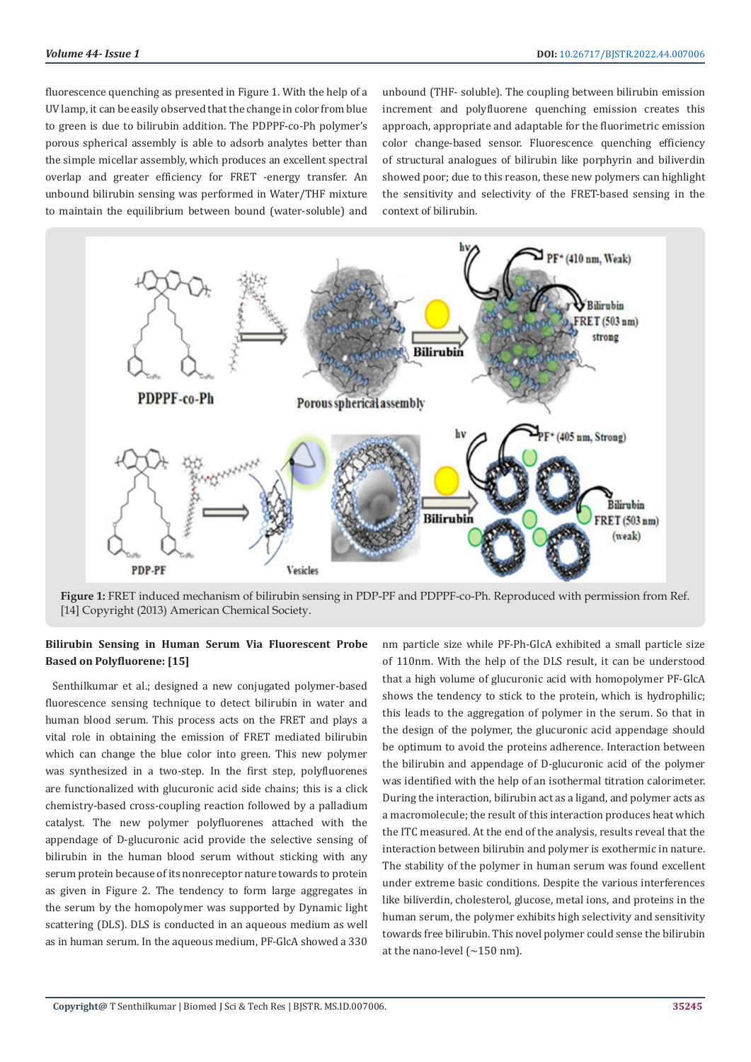fluorescence quenching as presented in Figure 1. With the help of a UV lamp, it can be easily observed that the change in color from blue to green is due to bilirubin addition. The PDPPF-co-Ph polymer's porous spherical assembly is able to adsorb analytes better than the simple micellar assembly, which produces an excellent spectral overlap and greater efficiency for FRET -energy transfer. An unbound bilirubin sensing was performed in Water/THF mixture to maintain the equilibrium between bound (water-soluble) and unbound (THF- soluble). The coupling between bilirubin emission increment and polyfluorene quenching emission creates this approach, appropriate and adaptable for the fluorimetric emission color change-based sensor. Fluorescence quenching efficiency of structural analogues of bilirubin like porphyrin and biliverdin showed poor; due to this reason, these new polymers can highlight the sensitivity and selectivity of the FRET-based sensing in the context of bilirubin.

**Figure 1:** FRET induced mechanism of bilirubin sensing in PDP-PF and PDPPF-co-Ph. Reproduced with permission from Ref. [14] Copyright (2013) American Chemical Society.

**Bilirubin Sensing in Human Serum Via Fluorescent Probe Based on Polyfluorene: [15]**

Senthilkumar et al.; designed a new conjugated polymer-based fluorescence sensing technique to detect bilirubin in water and human blood serum. This process acts on the FRET and plays a vital role in obtaining the emission of FRET mediated bilirubin which can change the blue color into green. This new polymer was synthesized in a two-step. In the first step, polyfluorenes are functionalized with glucuronic acid side chains; this is a click chemistry-based cross-coupling reaction followed by a palladium catalyst. The new polymer polyfluorenes attached with the appendage of D-glucuronic acid provide the selective sensing of bilirubin in the human blood serum without sticking with any serum protein because of its nonreceptor nature towards to protein as given in Figure 2. The tendency to form large aggregates in the serum by the homopolymer was supported by Dynamic light scattering (DLS). DLS is conducted in an aqueous medium as well as in human serum. In the aqueous medium, PF-GlcA showed a 330 nm particle size while PF-Ph-GlcA exhibited a small particle size of 110nm. With the help of the DLS result, it can be understood that a high volume of glucuronic acid with homopolymer PF-GlcA shows the tendency to stick to the protein, which is hydrophilic; this leads to the aggregation of polymer in the serum. So that in the design of the polymer, the glucuronic acid appendage should be optimum to avoid the proteins adherence. Interaction between the bilirubin and appendage of D-glucuronic acid of the polymer was identified with the help of an isothermal titration calorimeter. During the interaction, bilirubin act as a ligand, and polymer acts as a macromolecule; the result of this interaction produces heat which the ITC measured. At the end of the analysis, results reveal that the interaction between bilirubin and polymer is exothermic in nature. The stability of the polymer in human serum was found excellent under extreme basic conditions. Despite the various interferences like biliverdin, cholesterol, glucose, metal ions, and proteins in the human serum, the polymer exhibits high selectivity and sensitivity towards free bilirubin. This novel polymer could sense the bilirubin at the nano-level (~150 nm).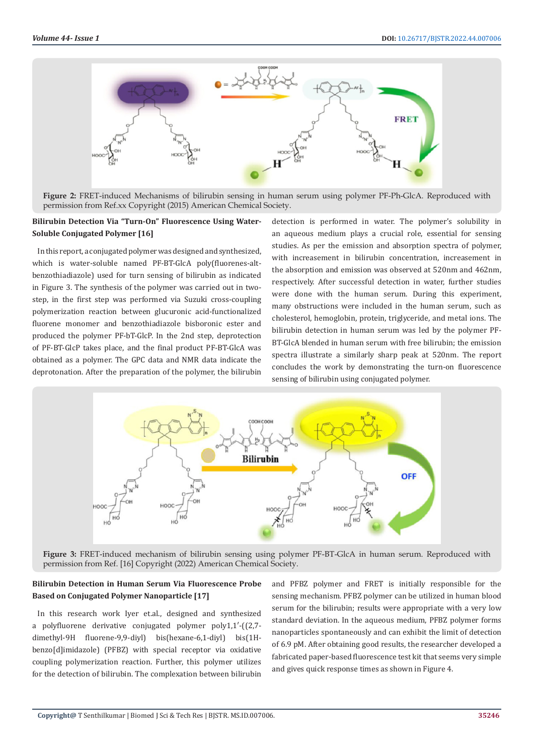Figure 2: FRET-induced Mechanisms of bilirubin sensing in human serum using polymer PF-Ph-GlcA. Reproduced with permission from Ref.xx Copyright (2015) American Chemical Society.

### Bilirubin Detection Via "Turn-On" Fluorescence Using Water-Soluble Conjugated Polymer [16]

In this report, a conjugated polymer was designed and synthesized, which is water-soluble named PF-BT-GlcA poly(fluorenes-alt-benzothiadiazole) used for turn sensing of bilirubin as indicated in Figure 3. The synthesis of the polymer was carried out in two-step, in the first step was performed via Suzuki cross-coupling polymerization reaction between glucuronic acid-functionalized fluorene monomer and benzothiadiazole bisboronic ester and produced the polymer PF-bT-GlcP. In the 2nd step, deprotection of PF-BT-GlcP takes place, and the final product PF-BT-GlcA was obtained as a polymer. The GPC data and NMR data indicate the deprotonation. After the preparation of the polymer, the bilirubin detection is performed in water. The polymer's solubility in an aqueous medium plays a crucial role, essential for sensing studies. As per the emission and absorption spectra of polymer, with increasement in bilirubin concentration, increasement in the absorption and emission was observed at 520nm and 462nm, respectively. After successful detection in water, further studies were done with the human serum. During this experiment, many obstructions were included in the human serum, such as cholesterol, hemoglobin, protein, triglyceride, and metal ions. The bilirubin detection in human serum was led by the polymer PF-BT-GlcA blended in human serum with free bilirubin; the emission spectra illustrate a similarly sharp peak at 520nm. The report concludes the work by demonstrating the turn-on fluorescence sensing of bilirubin using conjugated polymer.

Figure 3: FRET-induced mechanism of bilirubin sensing using polymer PF-BT-GlcA in human serum. Reproduced with permission from Ref. [16] Copyright (2022) American Chemical Society.

### Bilirubin Detection in Human Serum Via Fluorescence Probe Based on Conjugated Polymer Nanoparticle [17]

In this research work Iyer et.al., designed and synthesized a polyfluorene derivative conjugated polymer poly1,1′-((2,7-dimethyl-9H fluorene-9,9-diyl) bis(hexane-6,1-diyl) bis(1H-benzo[d]imidazole) (PFBZ) with special receptor via oxidative coupling polymerization reaction. Further, this polymer utilizes for the detection of bilirubin. The complexation between bilirubin and PFBZ polymer and FRET is initially responsible for the sensing mechanism. PFBZ polymer can be utilized in human blood serum for the bilirubin; results were appropriate with a very low standard deviation. In the aqueous medium, PFBZ polymer forms nanoparticles spontaneously and can exhibit the limit of detection of 6.9 pM. After obtaining good results, the researcher developed a fabricated paper-based fluorescence test kit that seems very simple and gives quick response times as shown in Figure 4.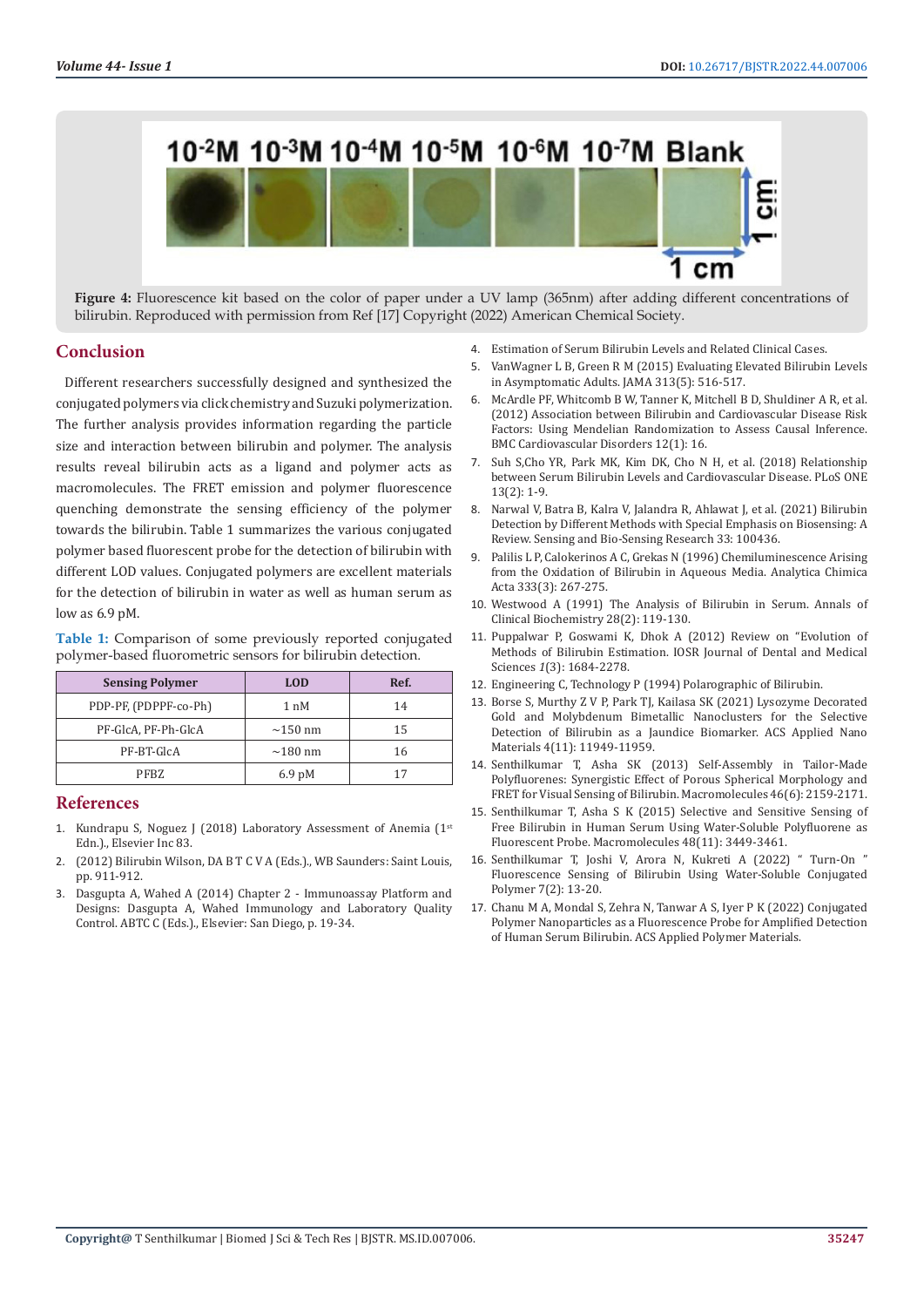**Figure 4:** Fluorescence kit based on the color of paper under a UV lamp (365nm) after adding different concentrations of bilirubin. Reproduced with permission from Ref [17] Copyright (2022) American Chemical Society.

## Conclusion

Different researchers successfully designed and synthesized the conjugated polymers via click chemistry and Suzuki polymerization. The further analysis provides information regarding the particle size and interaction between bilirubin and polymer. The analysis results reveal bilirubin acts as a ligand and polymer acts as macromolecules. The FRET emission and polymer fluorescence quenching demonstrate the sensing efficiency of the polymer towards the bilirubin. Table 1 summarizes the various conjugated polymer based fluorescent probe for the detection of bilirubin with different LOD values. Conjugated polymers are excellent materials for the detection of bilirubin in water as well as human serum as low as 6.9 pM.

**Table 1:** Comparison of some previously reported conjugated polymer-based fluorometric sensors for bilirubin detection.

| Sensing Polymer | LOD | Ref. |
|---|---|---|
| PDP-PF, (PDPPF-co-Ph) | 1 nM | 14 |
| PF-GlcA, PF-Ph-GlcA | ~150 nm | 15 |
| PF-BT-GlcA | ~180 nm | 16 |
| PFBZ | 6.9 pM | 17 |

## References

1. Kundrapu S, Noguez J (2018) Laboratory Assessment of Anemia (1st Edn.), Elsevier Inc 83.
2. (2012) Bilirubin Wilson, DA B T C V A (Eds.), WB Saunders: Saint Louis, pp. 911-912.
3. Dasgupta A, Wahed A (2014) Chapter 2 - Immunoassay Platform and Designs: Dasgupta A, Wahed Immunology and Laboratory Quality Control. ABTC C (Eds.), Elsevier: San Diego, p. 19-34.
4. Estimation of Serum Bilirubin Levels and Related Clinical Cases.
5. VanWagner L B, Green R M (2015) Evaluating Elevated Bilirubin Levels in Asymptomatic Adults. JAMA 313(5): 516-517.
6. McArdle PF, Whitcomb B W, Tanner K, Mitchell B D, Shuldiner A R, et al. (2012) Association between Bilirubin and Cardiovascular Disease Risk Factors: Using Mendelian Randomization to Assess Causal Inference. BMC Cardiovascular Disorders 12(1): 16.
7. Suh S,Cho YR, Park MK, Kim DK, Cho N H, et al. (2018) Relationship between Serum Bilirubin Levels and Cardiovascular Disease. PLoS ONE 13(2): 1-9.
8. Narwal V, Batra B, Kalra V, Jalandra R, Ahlawat J, et al. (2021) Bilirubin Detection by Different Methods with Special Emphasis on Biosensing: A Review. Sensing and Bio-Sensing Research 33: 100436.
9. Palilis L P, Calokerinos A C, Grekas N (1996) Chemiluminescence Arising from the Oxidation of Bilirubin in Aqueous Media. Analytica Chimica Acta 333(3): 267-275.
10. Westwood A (1991) The Analysis of Bilirubin in Serum. Annals of Clinical Biochemistry 28(2): 119-130.
11. Puppalwar P, Goswami K, Dhok A (2012) Review on "Evolution of Methods of Bilirubin Estimation. IOSR Journal of Dental and Medical Sciences *1*(3): 1684-2278.
12. Engineering C, Technology P (1994) Polarographic of Bilirubin.
13. Borse S, Murthy Z V P, Park TJ, Kailasa SK (2021) Lysozyme Decorated Gold and Molybdenum Bimetallic Nanoclusters for the Selective Detection of Bilirubin as a Jaundice Biomarker. ACS Applied Nano Materials 4(11): 11949-11959.
14. Senthilkumar T, Asha SK (2013) Self-Assembly in Tailor-Made Polyfluorenes: Synergistic Effect of Porous Spherical Morphology and FRET for Visual Sensing of Bilirubin. Macromolecules 46(6): 2159-2171.
15. Senthilkumar T, Asha S K (2015) Selective and Sensitive Sensing of Free Bilirubin in Human Serum Using Water-Soluble Polyfluorene as Fluorescent Probe. Macromolecules 48(11): 3449-3461.
16. Senthilkumar T, Joshi V, Arora N, Kukreti A (2022) " Turn-On " Fluorescence Sensing of Bilirubin Using Water-Soluble Conjugated Polymer 7(2): 13-20.
17. Chanu M A, Mondal S, Zehra N, Tanwar A S, Iyer P K (2022) Conjugated Polymer Nanoparticles as a Fluorescence Probe for Amplified Detection of Human Serum Bilirubin. ACS Applied Polymer Materials.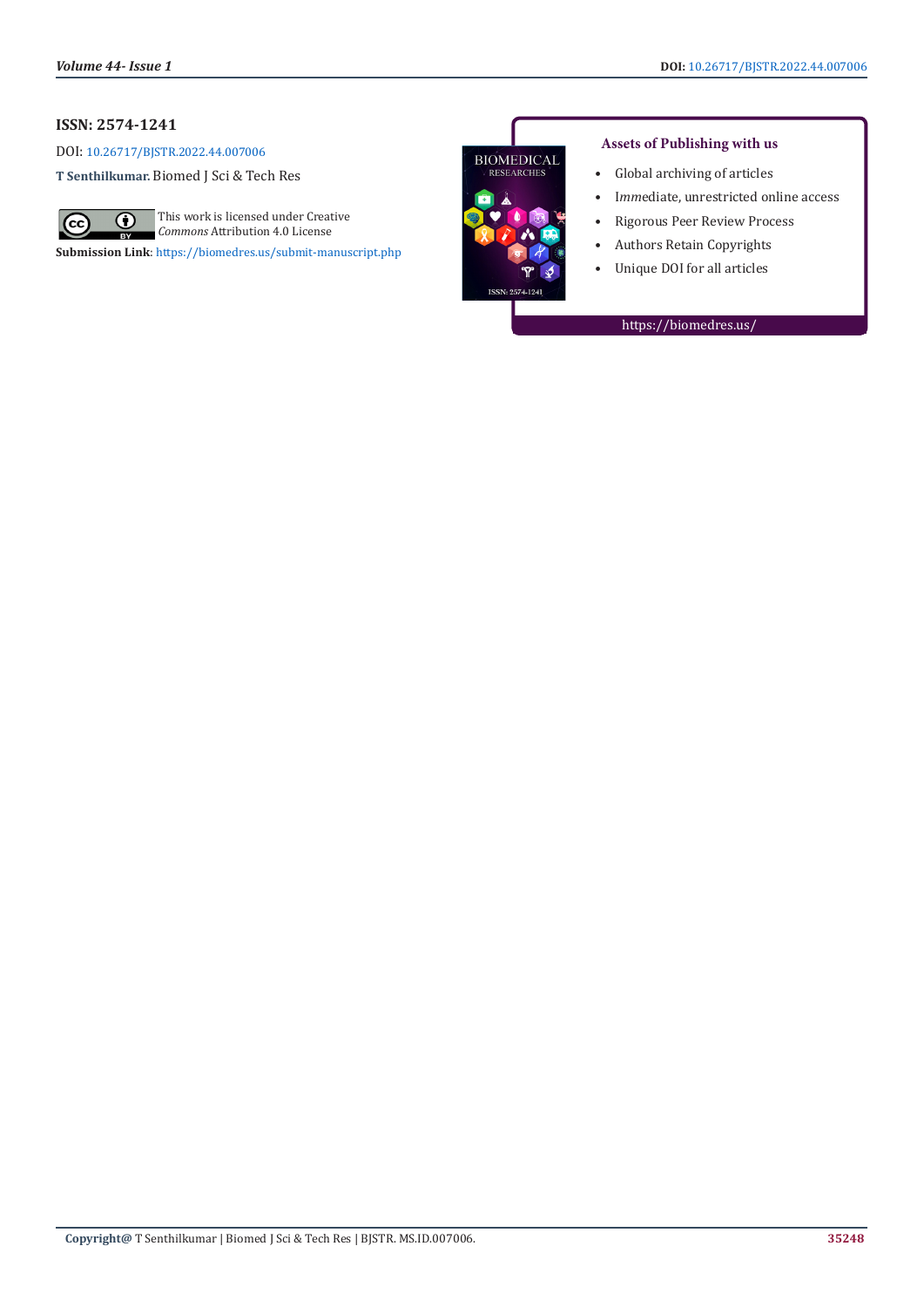**ISSN: 2574-1241**

DOI: 10.26717/BJSTR.2022.44.007006

**T Senthilkumar.** Biomed J Sci & Tech Res

This work is licensed under Creative *Commons* Attribution 4.0 License

**Submission Link**: https://biomedres.us/submit-manuscript.php

### Assets of Publishing with us

- Global archiving of articles
- Immediate, unrestricted online access
- Rigorous Peer Review Process
- Authors Retain Copyrights
- Unique DOI for all articles

https://biomedres.us/